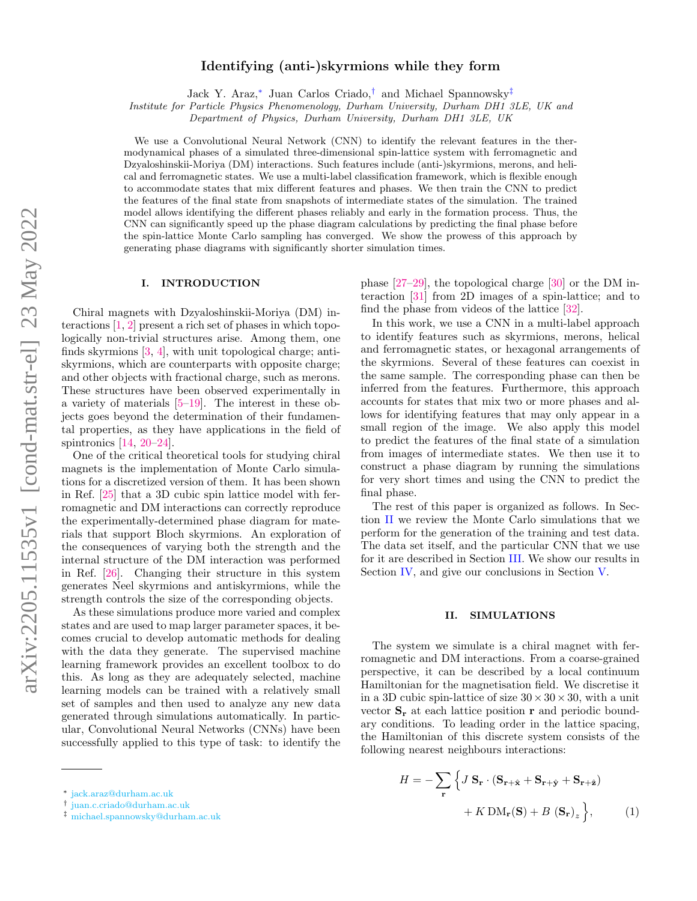# Identifying (anti-)skyrmions while they form

Jack Y. Araz,[*] Juan Carlos Criado,[†] and Michael Spannowsky[‡]

*Institute for Particle Physics Phenomenology, Durham University, Durham DH1 3LE, UK and Department of Physics, Durham University, Durham DH1 3LE, UK*

We use a Convolutional Neural Network (CNN) to identify the relevant features in the thermodynamical phases of a simulated three-dimensional spin-lattice system with ferromagnetic and Dzyaloshinskii-Moriya (DM) interactions. Such features include (anti-)skyrmions, merons, and helical and ferromagnetic states. We use a multi-label classification framework, which is flexible enough to accommodate states that mix different features and phases. We then train the CNN to predict the features of the final state from snapshots of intermediate states of the simulation. The trained model allows identifying the different phases reliably and early in the formation process. Thus, the CNN can significantly speed up the phase diagram calculations by predicting the final phase before the spin-lattice Monte Carlo sampling has converged. We show the prowess of this approach by generating phase diagrams with significantly shorter simulation times.

## I. INTRODUCTION

Chiral magnets with Dzyaloshinskii-Moriya (DM) interactions [1, 2] present a rich set of phases in which topologically non-trivial structures arise. Among them, one finds skyrmions [3, 4], with unit topological charge; antiskyrmions, which are counterparts with opposite charge; and other objects with fractional charge, such as merons. These structures have been observed experimentally in a variety of materials [5–19]. The interest in these objects goes beyond the determination of their fundamental properties, as they have applications in the field of spintronics [14, 20–24].

One of the critical theoretical tools for studying chiral magnets is the implementation of Monte Carlo simulations for a discretized version of them. It has been shown in Ref. [25] that a 3D cubic spin lattice model with ferromagnetic and DM interactions can correctly reproduce the experimentally-determined phase diagram for materials that support Bloch skyrmions. An exploration of the consequences of varying both the strength and the internal structure of the DM interaction was performed in Ref. [26]. Changing their structure in this system generates Neel skyrmions and antiskyrmions, while the strength controls the size of the corresponding objects.

As these simulations produce more varied and complex states and are used to map larger parameter spaces, it becomes crucial to develop automatic methods for dealing with the data they generate. The supervised machine learning framework provides an excellent toolbox to do this. As long as they are adequately selected, machine learning models can be trained with a relatively small set of samples and then used to analyze any new data generated through simulations automatically. In particular, Convolutional Neural Networks (CNNs) have been successfully applied to this type of task: to identify the phase [27–29], the topological charge [30] or the DM interaction [31] from 2D images of a spin-lattice; and to find the phase from videos of the lattice [32].

In this work, we use a CNN in a multi-label approach to identify features such as skyrmions, merons, helical and ferromagnetic states, or hexagonal arrangements of the skyrmions. Several of these features can coexist in the same sample. The corresponding phase can then be inferred from the features. Furthermore, this approach accounts for states that mix two or more phases and allows for identifying features that may only appear in a small region of the image. We also apply this model to predict the features of the final state of a simulation from images of intermediate states. We then use it to construct a phase diagram by running the simulations for very short times and using the CNN to predict the final phase.

The rest of this paper is organized as follows. In Section II we review the Monte Carlo simulations that we perform for the generation of the training and test data. The data set itself, and the particular CNN that we use for it are described in Section III. We show our results in Section IV, and give our conclusions in Section V.

## II. SIMULATIONS

The system we simulate is a chiral magnet with ferromagnetic and DM interactions. From a coarse-grained perspective, it can be described by a local continuum Hamiltonian for the magnetisation field. We discretise it in a 3D cubic spin-lattice of size $30 \times 30 \times 30$, with a unit vector $\mathbf{S_r}$ at each lattice position $\mathbf{r}$ and periodic boundary conditions. To leading order in the lattice spacing, the Hamiltonian of this discrete system consists of the following nearest neighbours interactions:

$$H = -\sum_{\mathbf{r}} \Big\{ J\, \mathbf{S_r} \cdot (\mathbf{S_{r+\hat{x}}} + \mathbf{S_{r+\hat{y}}} + \mathbf{S_{r+\hat{z}}}) + K\, \mathrm{DM}_{\mathbf{r}}(\mathbf{S}) + B\, (\mathbf{S_r})_z \Big\}, \tag{1}$$

[*] jack.araz@durham.ac.uk
[†] juan.c.criado@durham.ac.uk
[‡] michael.spannowsky@durham.ac.uk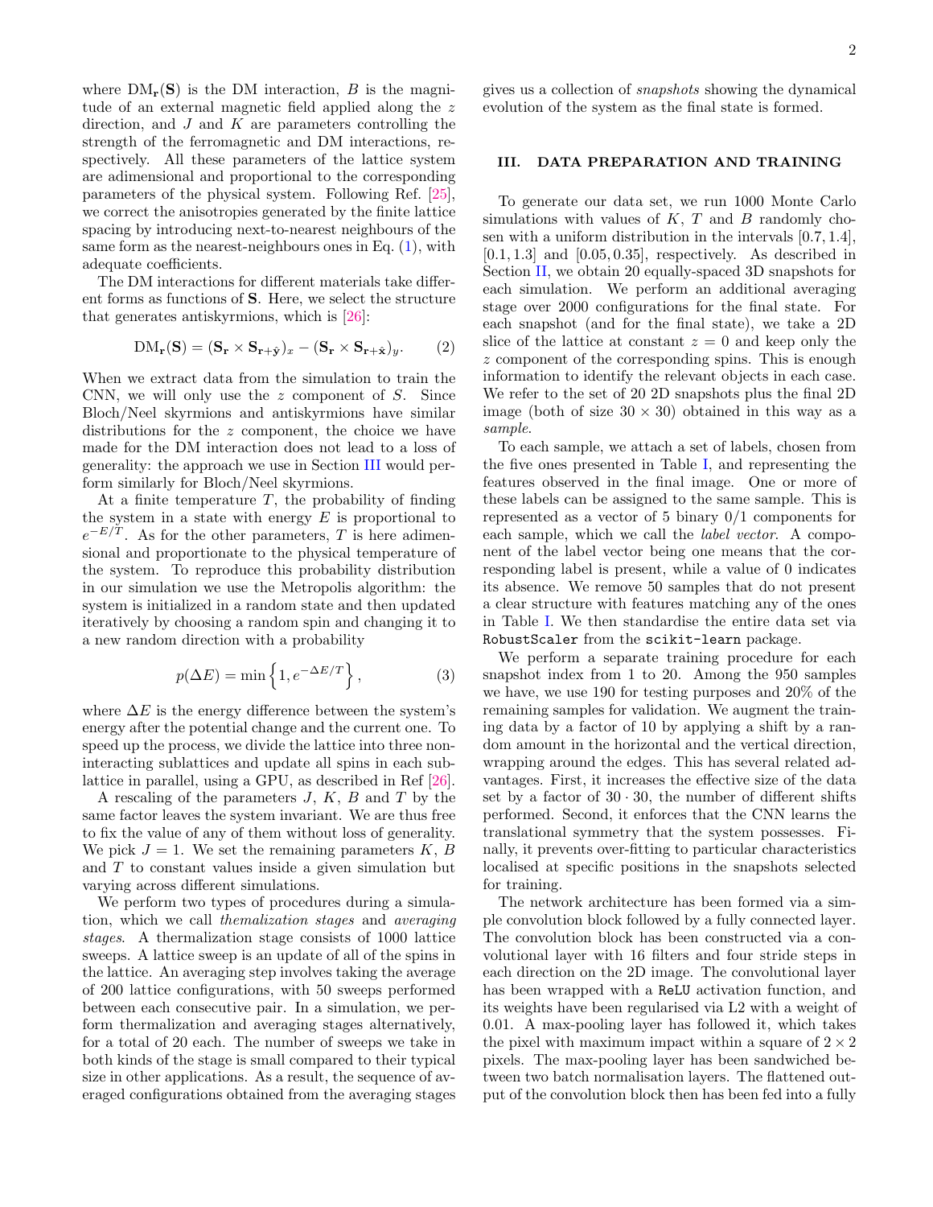where $\mathrm{DM}_{\mathbf{r}}(\mathbf{S})$ is the DM interaction, $B$ is the magnitude of an external magnetic field applied along the $z$ direction, and $J$ and $K$ are parameters controlling the strength of the ferromagnetic and DM interactions, respectively. All these parameters of the lattice system are adimensional and proportional to the corresponding parameters of the physical system. Following Ref. [25], we correct the anisotropies generated by the finite lattice spacing by introducing next-to-nearest neighbours of the same form as the nearest-neighbours ones in Eq. (1), with adequate coefficients.

The DM interactions for different materials take different forms as functions of $\mathbf{S}$. Here, we select the structure that generates antiskyrmions, which is [26]:

$$\mathrm{DM}_{\mathbf{r}}(\mathbf{S}) = (\mathbf{S}_{\mathbf{r}} \times \mathbf{S}_{\mathbf{r}+\hat{\mathbf{y}}})_x - (\mathbf{S}_{\mathbf{r}} \times \mathbf{S}_{\mathbf{r}+\hat{\mathbf{x}}})_y. \qquad (2)$$

When we extract data from the simulation to train the CNN, we will only use the $z$ component of $S$. Since Bloch/Neel skyrmions and antiskyrmions have similar distributions for the $z$ component, the choice we have made for the DM interaction does not lead to a loss of generality: the approach we use in Section III would perform similarly for Bloch/Neel skyrmions.

At a finite temperature $T$, the probability of finding the system in a state with energy $E$ is proportional to $e^{-E/T}$. As for the other parameters, $T$ is here adimensional and proportionate to the physical temperature of the system. To reproduce this probability distribution in our simulation we use the Metropolis algorithm: the system is initialized in a random state and then updated iteratively by choosing a random spin and changing it to a new random direction with a probability

$$p(\Delta E) = \min\left\{1, e^{-\Delta E/T}\right\}, \qquad (3)$$

where $\Delta E$ is the energy difference between the system's energy after the potential change and the current one. To speed up the process, we divide the lattice into three non-interacting sublattices and update all spins in each sublattice in parallel, using a GPU, as described in Ref [26].

A rescaling of the parameters $J$, $K$, $B$ and $T$ by the same factor leaves the system invariant. We are thus free to fix the value of any of them without loss of generality. We pick $J = 1$. We set the remaining parameters $K$, $B$ and $T$ to constant values inside a given simulation but varying across different simulations.

We perform two types of procedures during a simulation, which we call *themalization stages* and *averaging stages*. A thermalization stage consists of 1000 lattice sweeps. A lattice sweep is an update of all of the spins in the lattice. An averaging step involves taking the average of 200 lattice configurations, with 50 sweeps performed between each consecutive pair. In a simulation, we perform thermalization and averaging stages alternatively, for a total of 20 each. The number of sweeps we take in both kinds of the stage is small compared to their typical size in other applications. As a result, the sequence of averaged configurations obtained from the averaging stages gives us a collection of *snapshots* showing the dynamical evolution of the system as the final state is formed.

## III. DATA PREPARATION AND TRAINING

To generate our data set, we run 1000 Monte Carlo simulations with values of $K$, $T$ and $B$ randomly chosen with a uniform distribution in the intervals $[0.7, 1.4]$, $[0.1, 1.3]$ and $[0.05, 0.35]$, respectively. As described in Section II, we obtain 20 equally-spaced 3D snapshots for each simulation. We perform an additional averaging stage over 2000 configurations for the final state. For each snapshot (and for the final state), we take a 2D slice of the lattice at constant $z = 0$ and keep only the $z$ component of the corresponding spins. This is enough information to identify the relevant objects in each case. We refer to the set of 20 2D snapshots plus the final 2D image (both of size $30 \times 30$) obtained in this way as a *sample*.

To each sample, we attach a set of labels, chosen from the five ones presented in Table I, and representing the features observed in the final image. One or more of these labels can be assigned to the same sample. This is represented as a vector of 5 binary 0/1 components for each sample, which we call the *label vector*. A component of the label vector being one means that the corresponding label is present, while a value of 0 indicates its absence. We remove 50 samples that do not present a clear structure with features matching any of the ones in Table I. We then standardise the entire data set via `RobustScaler` from the `scikit-learn` package.

We perform a separate training procedure for each snapshot index from 1 to 20. Among the 950 samples we have, we use 190 for testing purposes and 20% of the remaining samples for validation. We augment the training data by a factor of 10 by applying a shift by a random amount in the horizontal and the vertical direction, wrapping around the edges. This has several related advantages. First, it increases the effective size of the data set by a factor of $30 \cdot 30$, the number of different shifts performed. Second, it enforces that the CNN learns the translational symmetry that the system possesses. Finally, it prevents over-fitting to particular characteristics localised at specific positions in the snapshots selected for training.

The network architecture has been formed via a simple convolution block followed by a fully connected layer. The convolution block has been constructed via a convolutional layer with 16 filters and four stride steps in each direction on the 2D image. The convolutional layer has been wrapped with a `ReLU` activation function, and its weights have been regularised via L2 with a weight of 0.01. A max-pooling layer has followed it, which takes the pixel with maximum impact within a square of $2 \times 2$ pixels. The max-pooling layer has been sandwiched between two batch normalisation layers. The flattened output of the convolution block then has been fed into a fully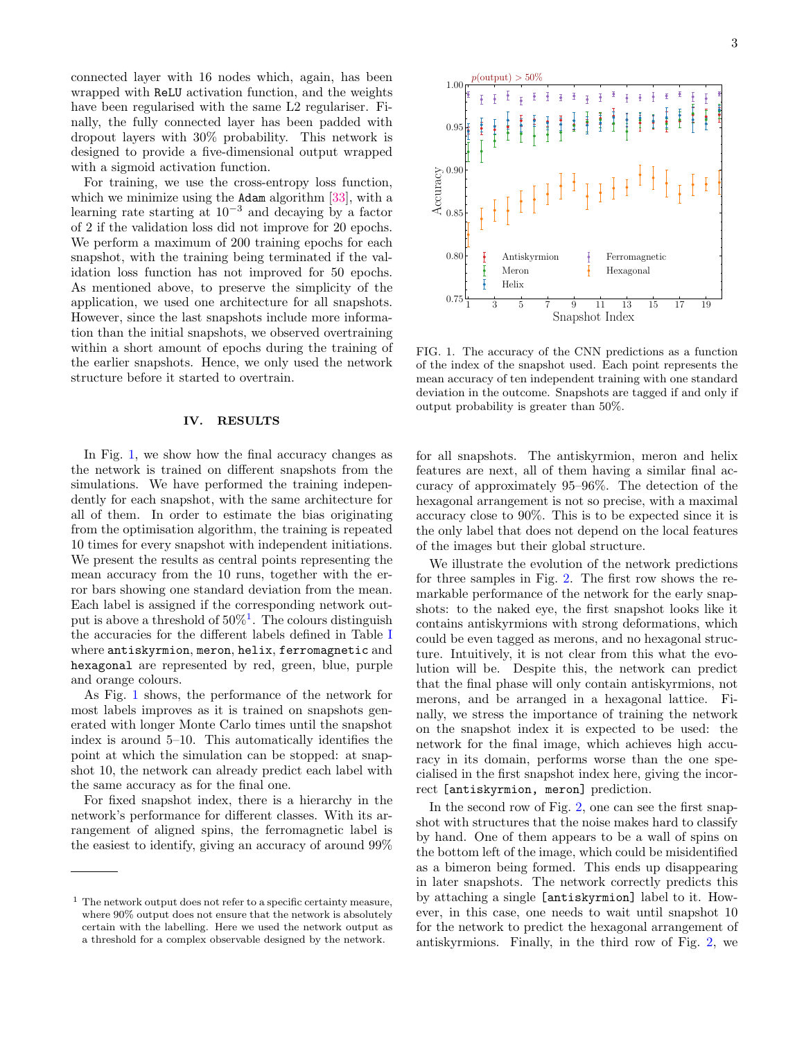connected layer with 16 nodes which, again, has been wrapped with ReLU activation function, and the weights have been regularised with the same L2 regulariser. Finally, the fully connected layer has been padded with dropout layers with 30% probability. This network is designed to provide a five-dimensional output wrapped with a sigmoid activation function.

For training, we use the cross-entropy loss function, which we minimize using the Adam algorithm [33], with a learning rate starting at $10^{-3}$ and decaying by a factor of 2 if the validation loss did not improve for 20 epochs. We perform a maximum of 200 training epochs for each snapshot, with the training being terminated if the validation loss function has not improved for 50 epochs. As mentioned above, to preserve the simplicity of the application, we used one architecture for all snapshots. However, since the last snapshots include more information than the initial snapshots, we observed overtraining within a short amount of epochs during the training of the earlier snapshots. Hence, we only used the network structure before it started to overtrain.

## IV. RESULTS

In Fig. 1, we show how the final accuracy changes as the network is trained on different snapshots from the simulations. We have performed the training independently for each snapshot, with the same architecture for all of them. In order to estimate the bias originating from the optimisation algorithm, the training is repeated 10 times for every snapshot with independent initiations. We present the results as central points representing the mean accuracy from the 10 runs, together with the error bars showing one standard deviation from the mean. Each label is assigned if the corresponding network output is above a threshold of 50%[1]. The colours distinguish the accuracies for the different labels defined in Table I where antiskyrmion, meron, helix, ferromagnetic and hexagonal are represented by red, green, blue, purple and orange colours.

As Fig. 1 shows, the performance of the network for most labels improves as it is trained on snapshots generated with longer Monte Carlo times until the snapshot index is around 5–10. This automatically identifies the point at which the simulation can be stopped: at snapshot 10, the network can already predict each label with the same accuracy as for the final one.

For fixed snapshot index, there is a hierarchy in the network's performance for different classes. With its arrangement of aligned spins, the ferromagnetic label is the easiest to identify, giving an accuracy of around 99% for all snapshots. The antiskyrmion, meron and helix features are next, all of them having a similar final accuracy of approximately 95–96%. The detection of the hexagonal arrangement is not so precise, with a maximal accuracy close to 90%. This is to be expected since it is the only label that does not depend on the local features of the images but their global structure.

FIG. 1. The accuracy of the CNN predictions as a function of the index of the snapshot used. Each point represents the mean accuracy of ten independent training with one standard deviation in the outcome. Snapshots are tagged if and only if output probability is greater than 50%.

We illustrate the evolution of the network predictions for three samples in Fig. 2. The first row shows the remarkable performance of the network for the early snapshots: to the naked eye, the first snapshot looks like it contains antiskyrmions with strong deformations, which could be even tagged as merons, and no hexagonal structure. Intuitively, it is not clear from this what the evolution will be. Despite this, the network can predict that the final phase will only contain antiskyrmions, not merons, and be arranged in a hexagonal lattice. Finally, we stress the importance of training the network on the snapshot index it is expected to be used: the network for the final image, which achieves high accuracy in its domain, performs worse than the one specialised in the first snapshot index here, giving the incorrect [antiskyrmion, meron] prediction.

In the second row of Fig. 2, one can see the first snapshot with structures that the noise makes hard to classify by hand. One of them appears to be a wall of spins on the bottom left of the image, which could be misidentified as a bimeron being formed. This ends up disappearing in later snapshots. The network correctly predicts this by attaching a single [antiskyrmion] label to it. However, in this case, one needs to wait until snapshot 10 for the network to predict the hexagonal arrangement of antiskyrmions. Finally, in the third row of Fig. 2, we

[1] The network output does not refer to a specific certainty measure, where 90% output does not ensure that the network is absolutely certain with the labelling. Here we used the network output as a threshold for a complex observable designed by the network.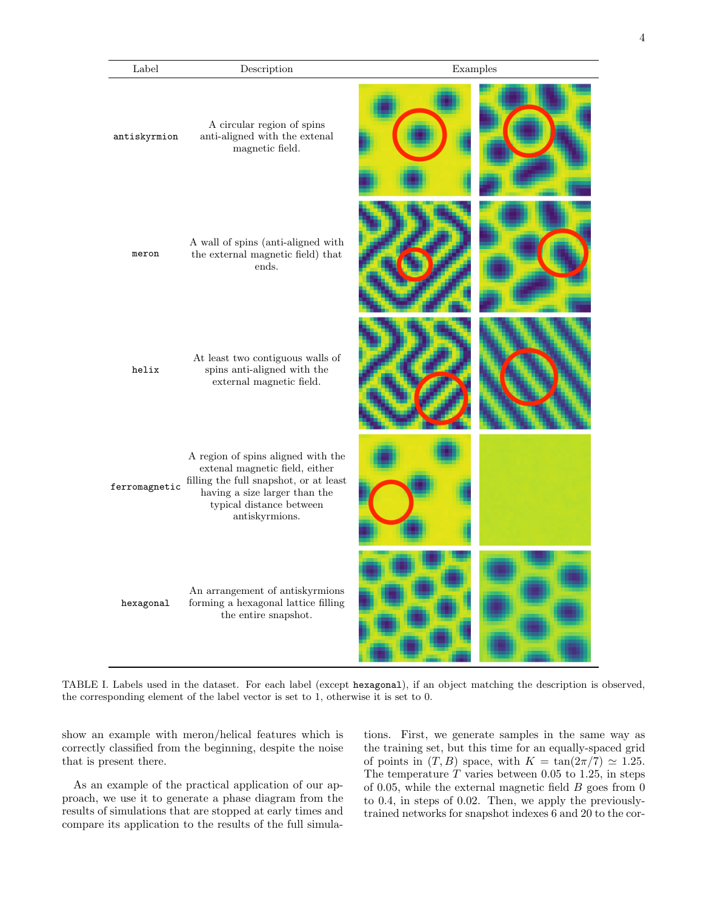| Label | Description | Examples |
|---|---|---|
| `antiskyrmion` | A circular region of spins anti-aligned with the extenal magnetic field. | |
| `meron` | A wall of spins (anti-aligned with the external magnetic field) that ends. | |
| `helix` | At least two contiguous walls of spins anti-aligned with the external magnetic field. | |
| `ferromagnetic` | A region of spins aligned with the extenal magnetic field, either filling the full snapshot, or at least having a size larger than the typical distance between antiskyrmions. | |
| `hexagonal` | An arrangement of antiskyrmions forming a hexagonal lattice filling the entire snapshot. | |

TABLE I. Labels used in the dataset. For each label (except `hexagonal`), if an object matching the description is observed, the corresponding element of the label vector is set to 1, otherwise it is set to 0.

show an example with meron/helical features which is correctly classified from the beginning, despite the noise that is present there.

As an example of the practical application of our approach, we use it to generate a phase diagram from the results of simulations that are stopped at early times and compare its application to the results of the full simulations. First, we generate samples in the same way as the training set, but this time for an equally-spaced grid of points in $(T, B)$ space, with $K = \tan(2\pi/7) \simeq 1.25$. The temperature $T$ varies between 0.05 to 1.25, in steps of 0.05, while the external magnetic field $B$ goes from 0 to 0.4, in steps of 0.02. Then, we apply the previously-trained networks for snapshot indexes 6 and 20 to the cor-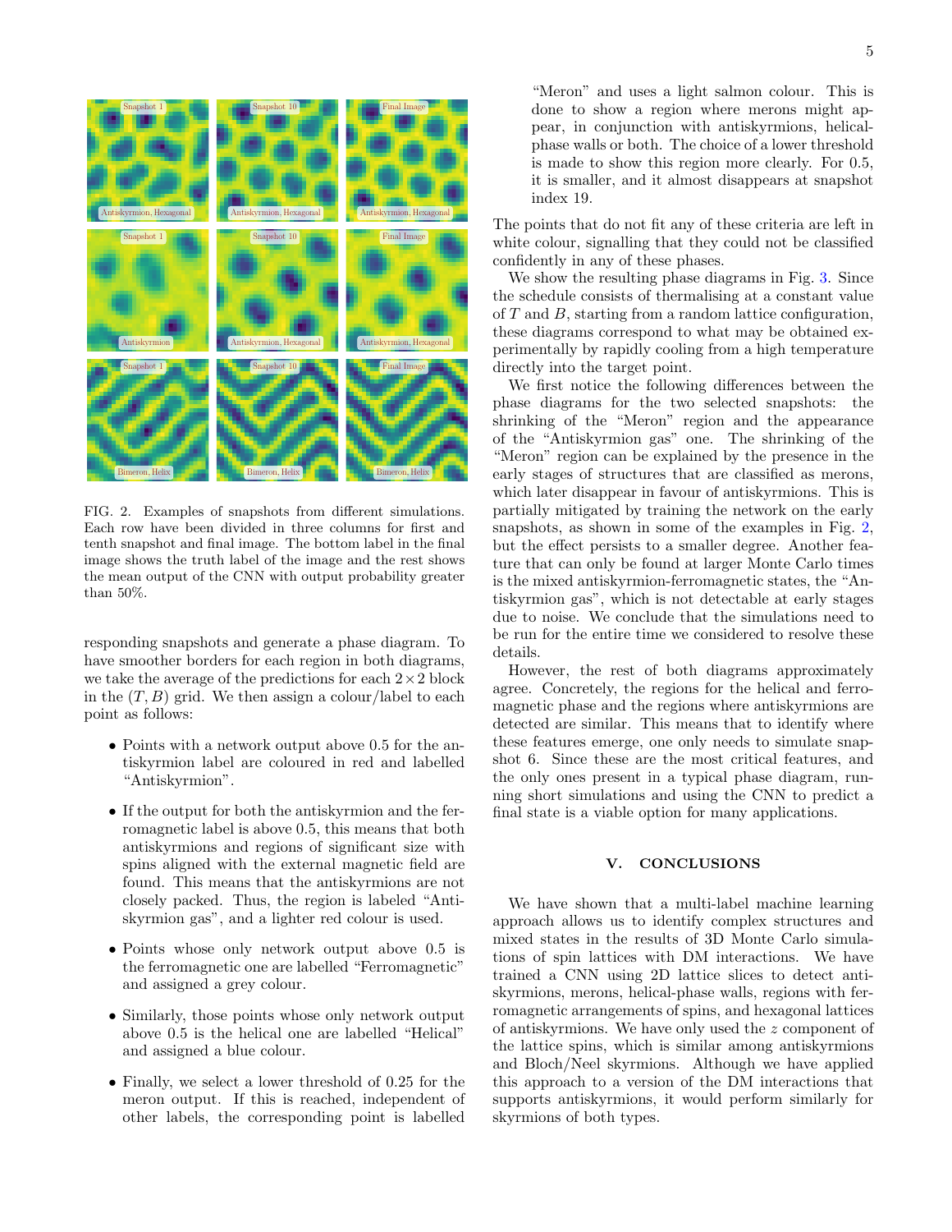FIG. 2. Examples of snapshots from different simulations. Each row have been divided in three columns for first and tenth snapshot and final image. The bottom label in the final image shows the truth label of the image and the rest shows the mean output of the CNN with output probability greater than 50%.

responding snapshots and generate a phase diagram. To have smoother borders for each region in both diagrams, we take the average of the predictions for each $2 \times 2$ block in the $(T, B)$ grid. We then assign a colour/label to each point as follows:

- Points with a network output above 0.5 for the antiskyrmion label are coloured in red and labelled "Antiskyrmion".
- If the output for both the antiskyrmion and the ferromagnetic label is above 0.5, this means that both antiskyrmions and regions of significant size with spins aligned with the external magnetic field are found. This means that the antiskyrmions are not closely packed. Thus, the region is labeled "Antiskyrmion gas", and a lighter red colour is used.
- Points whose only network output above 0.5 is the ferromagnetic one are labelled "Ferromagnetic" and assigned a grey colour.
- Similarly, those points whose only network output above 0.5 is the helical one are labelled "Helical" and assigned a blue colour.
- Finally, we select a lower threshold of 0.25 for the meron output. If this is reached, independent of other labels, the corresponding point is labelled "Meron" and uses a light salmon colour. This is done to show a region where merons might appear, in conjunction with antiskyrmions, helical-phase walls or both. The choice of a lower threshold is made to show this region more clearly. For 0.5, it is smaller, and it almost disappears at snapshot index 19.

The points that do not fit any of these criteria are left in white colour, signalling that they could not be classified confidently in any of these phases.

We show the resulting phase diagrams in Fig. 3. Since the schedule consists of thermalising at a constant value of $T$ and $B$, starting from a random lattice configuration, these diagrams correspond to what may be obtained experimentally by rapidly cooling from a high temperature directly into the target point.

We first notice the following differences between the phase diagrams for the two selected snapshots: the shrinking of the "Meron" region and the appearance of the "Antiskyrmion gas" one. The shrinking of the "Meron" region can be explained by the presence in the early stages of structures that are classified as merons, which later disappear in favour of antiskyrmions. This is partially mitigated by training the network on the early snapshots, as shown in some of the examples in Fig. 2, but the effect persists to a smaller degree. Another feature that can only be found at larger Monte Carlo times is the mixed antiskyrmion-ferromagnetic states, the "Antiskyrmion gas", which is not detectable at early stages due to noise. We conclude that the simulations need to be run for the entire time we considered to resolve these details.

However, the rest of both diagrams approximately agree. Concretely, the regions for the helical and ferromagnetic phase and the regions where antiskyrmions are detected are similar. This means that to identify where these features emerge, one only needs to simulate snapshot 6. Since these are the most critical features, and the only ones present in a typical phase diagram, running short simulations and using the CNN to predict a final state is a viable option for many applications.

## V. CONCLUSIONS

We have shown that a multi-label machine learning approach allows us to identify complex structures and mixed states in the results of 3D Monte Carlo simulations of spin lattices with DM interactions. We have trained a CNN using 2D lattice slices to detect antiskyrmions, merons, helical-phase walls, regions with ferromagnetic arrangements of spins, and hexagonal lattices of antiskyrmions. We have only used the $z$ component of the lattice spins, which is similar among antiskyrmions and Bloch/Neel skyrmions. Although we have applied this approach to a version of the DM interactions that supports antiskyrmions, it would perform similarly for skyrmions of both types.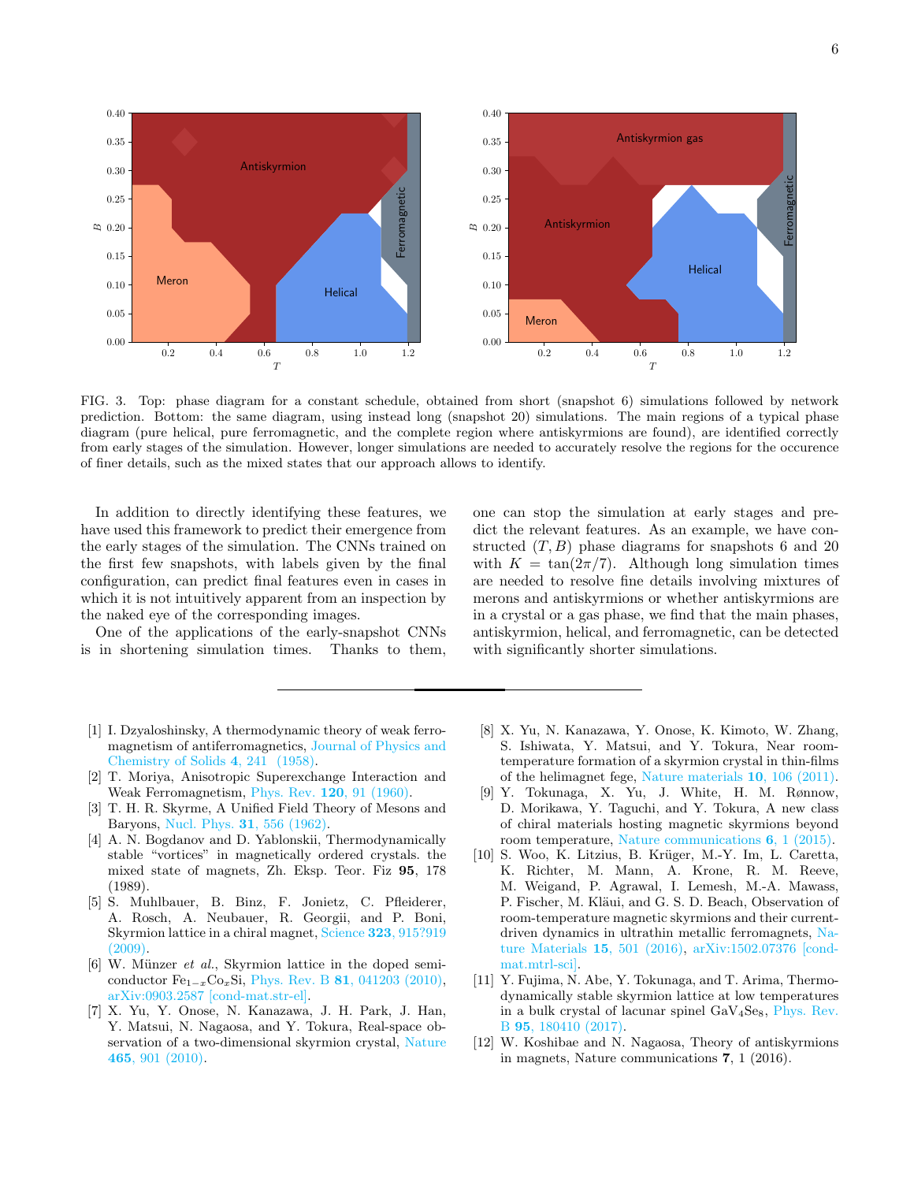FIG. 3. Top: phase diagram for a constant schedule, obtained from short (snapshot 6) simulations followed by network prediction. Bottom: the same diagram, using instead long (snapshot 20) simulations. The main regions of a typical phase diagram (pure helical, pure ferromagnetic, and the complete region where antiskyrmions are found), are identified correctly from early stages of the simulation. However, longer simulations are needed to accurately resolve the regions for the occurence of finer details, such as the mixed states that our approach allows to identify.

In addition to directly identifying these features, we have used this framework to predict their emergence from the early stages of the simulation. The CNNs trained on the first few snapshots, with labels given by the final configuration, can predict final features even in cases in which it is not intuitively apparent from an inspection by the naked eye of the corresponding images.

One of the applications of the early-snapshot CNNs is in shortening simulation times. Thanks to them, one can stop the simulation at early stages and predict the relevant features. As an example, we have constructed $(T, B)$ phase diagrams for snapshots 6 and 20 with $K = \tan(2\pi/7)$. Although long simulation times are needed to resolve fine details involving mixtures of merons and antiskyrmions or whether antiskyrmions are in a crystal or a gas phase, we find that the main phases, antiskyrmion, helical, and ferromagnetic, can be detected with significantly shorter simulations.

---

[1] I. Dzyaloshinsky, A thermodynamic theory of weak ferromagnetism of antiferromagnetics, Journal of Physics and Chemistry of Solids **4**, 241 (1958).

[2] T. Moriya, Anisotropic Superexchange Interaction and Weak Ferromagnetism, Phys. Rev. **120**, 91 (1960).

[3] T. H. R. Skyrme, A Unified Field Theory of Mesons and Baryons, Nucl. Phys. **31**, 556 (1962).

[4] A. N. Bogdanov and D. Yablonskii, Thermodynamically stable "vortices" in magnetically ordered crystals. the mixed state of magnets, Zh. Eksp. Teor. Fiz **95**, 178 (1989).

[5] S. Muhlbauer, B. Binz, F. Jonietz, C. Pfleiderer, A. Rosch, A. Neubauer, R. Georgii, and P. Boni, Skyrmion lattice in a chiral magnet, Science **323**, 915?919 (2009).

[6] W. Münzer *et al.*, Skyrmion lattice in the doped semiconductor $Fe_{1-x}Co_xSi$, Phys. Rev. B **81**, 041203 (2010), arXiv:0903.2587 [cond-mat.str-el].

[7] X. Yu, Y. Onose, N. Kanazawa, J. H. Park, J. Han, Y. Matsui, N. Nagaosa, and Y. Tokura, Real-space observation of a two-dimensional skyrmion crystal, Nature **465**, 901 (2010).

[8] X. Yu, N. Kanazawa, Y. Onose, K. Kimoto, W. Zhang, S. Ishiwata, Y. Matsui, and Y. Tokura, Near room-temperature formation of a skyrmion crystal in thin-films of the helimagnet fege, Nature materials **10**, 106 (2011).

[9] Y. Tokunaga, X. Yu, J. White, H. M. Rønnow, D. Morikawa, Y. Taguchi, and Y. Tokura, A new class of chiral materials hosting magnetic skyrmions beyond room temperature, Nature communications **6**, 1 (2015).

[10] S. Woo, K. Litzius, B. Krüger, M.-Y. Im, L. Caretta, K. Richter, M. Mann, A. Krone, R. M. Reeve, M. Weigand, P. Agrawal, I. Lemesh, M.-A. Mawass, P. Fischer, M. Kläui, and G. S. D. Beach, Observation of room-temperature magnetic skyrmions and their current-driven dynamics in ultrathin metallic ferromagnets, Nature Materials **15**, 501 (2016), arXiv:1502.07376 [cond-mat.mtrl-sci].

[11] Y. Fujima, N. Abe, Y. Tokunaga, and T. Arima, Thermodynamically stable skyrmion lattice at low temperatures in a bulk crystal of lacunar spinel $GaV_4Se_8$, Phys. Rev. B **95**, 180410 (2017).

[12] W. Koshibae and N. Nagaosa, Theory of antiskyrmions in magnets, Nature communications **7**, 1 (2016).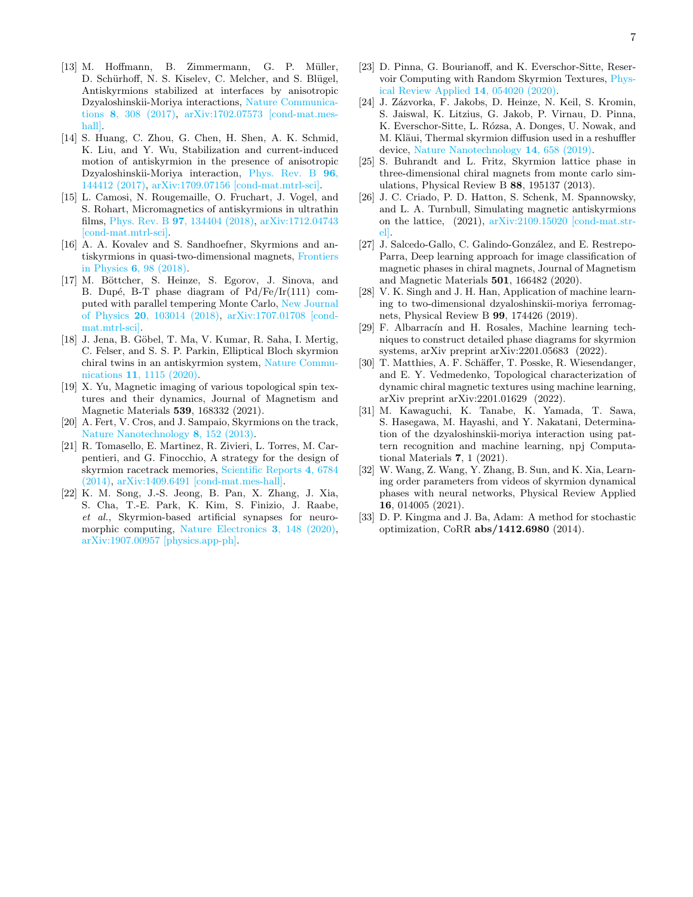[13] M. Hoffmann, B. Zimmermann, G. P. Müller, D. Schürhoff, N. S. Kiselev, C. Melcher, and S. Blügel, Antiskyrmions stabilized at interfaces by anisotropic Dzyaloshinskii-Moriya interactions, Nature Communications **8**, 308 (2017), arXiv:1702.07573 [cond-mat.mes-hall].

[14] S. Huang, C. Zhou, G. Chen, H. Shen, A. K. Schmid, K. Liu, and Y. Wu, Stabilization and current-induced motion of antiskyrmion in the presence of anisotropic Dzyaloshinskii-Moriya interaction, Phys. Rev. B **96**, 144412 (2017), arXiv:1709.07156 [cond-mat.mtrl-sci].

[15] L. Camosi, N. Rougemaille, O. Fruchart, J. Vogel, and S. Rohart, Micromagnetics of antiskyrmions in ultrathin films, Phys. Rev. B **97**, 134404 (2018), arXiv:1712.04743 [cond-mat.mtrl-sci].

[16] A. A. Kovalev and S. Sandhoefner, Skyrmions and antiskyrmions in quasi-two-dimensional magnets, Frontiers in Physics **6**, 98 (2018).

[17] M. Böttcher, S. Heinze, S. Egorov, J. Sinova, and B. Dupé, B-T phase diagram of Pd/Fe/Ir(111) computed with parallel tempering Monte Carlo, New Journal of Physics **20**, 103014 (2018), arXiv:1707.01708 [cond-mat.mtrl-sci].

[18] J. Jena, B. Göbel, T. Ma, V. Kumar, R. Saha, I. Mertig, C. Felser, and S. S. P. Parkin, Elliptical Bloch skyrmion chiral twins in an antiskyrmion system, Nature Communications **11**, 1115 (2020).

[19] X. Yu, Magnetic imaging of various topological spin textures and their dynamics, Journal of Magnetism and Magnetic Materials **539**, 168332 (2021).

[20] A. Fert, V. Cros, and J. Sampaio, Skyrmions on the track, Nature Nanotechnology **8**, 152 (2013).

[21] R. Tomasello, E. Martinez, R. Zivieri, L. Torres, M. Carpentieri, and G. Finocchio, A strategy for the design of skyrmion racetrack memories, Scientific Reports **4**, 6784 (2014), arXiv:1409.6491 [cond-mat.mes-hall].

[22] K. M. Song, J.-S. Jeong, B. Pan, X. Zhang, J. Xia, S. Cha, T.-E. Park, K. Kim, S. Finizio, J. Raabe, *et al.*, Skyrmion-based artificial synapses for neuromorphic computing, Nature Electronics **3**, 148 (2020), arXiv:1907.00957 [physics.app-ph].

[23] D. Pinna, G. Bourianoff, and K. Everschor-Sitte, Reservoir Computing with Random Skyrmion Textures, Physical Review Applied **14**, 054020 (2020).

[24] J. Zázvorka, F. Jakobs, D. Heinze, N. Keil, S. Kromin, S. Jaiswal, K. Litzius, G. Jakob, P. Virnau, D. Pinna, K. Everschor-Sitte, L. Rózsa, A. Donges, U. Nowak, and M. Kläui, Thermal skyrmion diffusion used in a reshuffler device, Nature Nanotechnology **14**, 658 (2019).

[25] S. Buhrandt and L. Fritz, Skyrmion lattice phase in three-dimensional chiral magnets from monte carlo simulations, Physical Review B **88**, 195137 (2013).

[26] J. C. Criado, P. D. Hatton, S. Schenk, M. Spannowsky, and L. A. Turnbull, Simulating magnetic antiskyrmions on the lattice, (2021), arXiv:2109.15020 [cond-mat.str-el].

[27] J. Salcedo-Gallo, C. Galindo-González, and E. Restrepo-Parra, Deep learning approach for image classification of magnetic phases in chiral magnets, Journal of Magnetism and Magnetic Materials **501**, 166482 (2020).

[28] V. K. Singh and J. H. Han, Application of machine learning to two-dimensional dzyaloshinskii-moriya ferromagnets, Physical Review B **99**, 174426 (2019).

[29] F. Albarracín and H. Rosales, Machine learning techniques to construct detailed phase diagrams for skyrmion systems, arXiv preprint arXiv:2201.05683 (2022).

[30] T. Matthies, A. F. Schäffer, T. Posske, R. Wiesendanger, and E. Y. Vedmedenko, Topological characterization of dynamic chiral magnetic textures using machine learning, arXiv preprint arXiv:2201.01629 (2022).

[31] M. Kawaguchi, K. Tanabe, K. Yamada, T. Sawa, S. Hasegawa, M. Hayashi, and Y. Nakatani, Determination of the dzyaloshinskii-moriya interaction using pattern recognition and machine learning, npj Computational Materials **7**, 1 (2021).

[32] W. Wang, Z. Wang, Y. Zhang, B. Sun, and K. Xia, Learning order parameters from videos of skyrmion dynamical phases with neural networks, Physical Review Applied **16**, 014005 (2021).

[33] D. P. Kingma and J. Ba, Adam: A method for stochastic optimization, CoRR **abs/1412.6980** (2014).